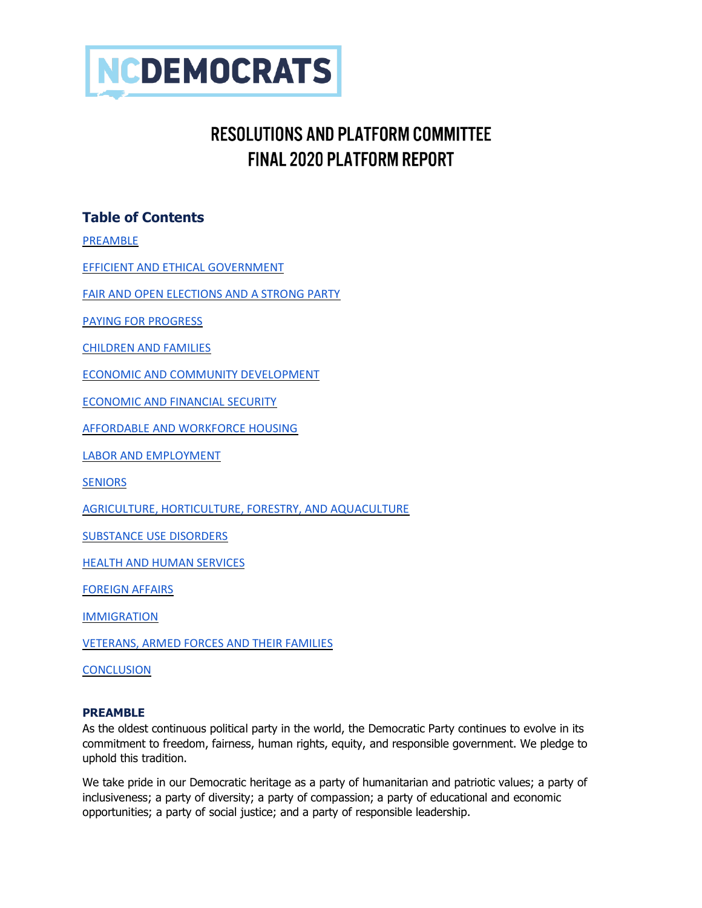# NCDEMOCRATS

## RESOLUTIONS AND PLATFORM COMMITTEE FINAL 2020 PLATFORM REPORT

### Table of Contents

PREAMBLE

EFFICIENT AND ETHICAL GOVERNMENT

FAIR AND OPEN ELECTIONS AND A STRONG PARTY

PAYING FOR PROGRESS

CHILDREN AND FAMILIES

ECONOMIC AND COMMUNITY DEVELOPMENT

ECONOMIC AND FINANCIAL SECURITY

AFFORDABLE AND WORKFORCE HOUSING

LABOR AND EMPLOYMENT

SENIORS

AGRICULTURE, HORTICULTURE, FORESTRY, AND AQUACULTURE

SUBSTANCE USE DISORDERS

HEALTH AND HUMAN SERVICES

FOREIGN AFFAIRS

IMMIGRATION

VETERANS, ARMED FORCES AND THEIR FAMILIES

CONCLUSION

**PREAMBLE**

As the oldest continuous political party in the world, the Democratic Party continues to evolve in its commitment to freedom, fairness, human rights, equity, and responsible government. We pledge to uphold this tradition.

We take pride in our Democratic heritage as a party of humanitarian and patriotic values; a party of inclusiveness; a party of diversity; a party of compassion; a party of educational and economic opportunities; a party of social justice; and a party of responsible leadership.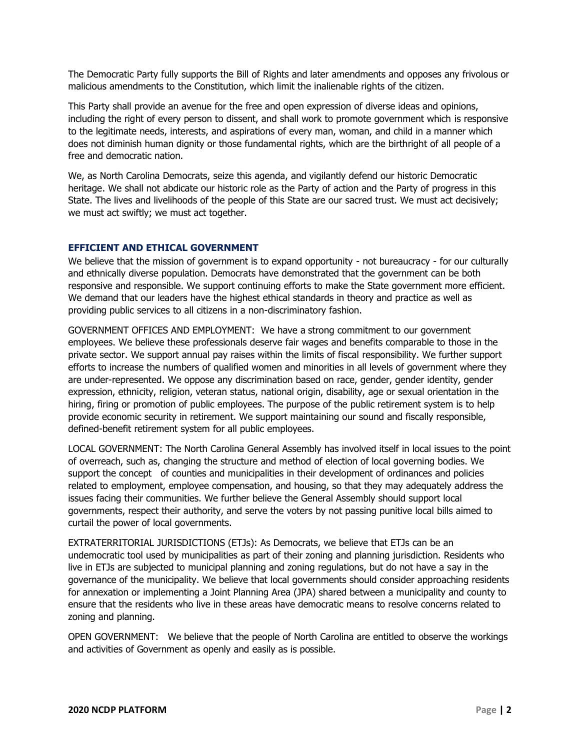The Democratic Party fully supports the Bill of Rights and later amendments and opposes any frivolous or malicious amendments to the Constitution, which limit the inalienable rights of the citizen.

This Party shall provide an avenue for the free and open expression of diverse ideas and opinions, including the right of every person to dissent, and shall work to promote government which is responsive to the legitimate needs, interests, and aspirations of every man, woman, and child in a manner which does not diminish human dignity or those fundamental rights, which are the birthright of all people of a free and democratic nation.

We, as North Carolina Democrats, seize this agenda, and vigilantly defend our historic Democratic heritage. We shall not abdicate our historic role as the Party of action and the Party of progress in this State. The lives and livelihoods of the people of this State are our sacred trust. We must act decisively; we must act swiftly; we must act together.

## EFFICIENT AND ETHICAL GOVERNMENT

We believe that the mission of government is to expand opportunity - not bureaucracy - for our culturally and ethnically diverse population. Democrats have demonstrated that the government can be both responsive and responsible. We support continuing efforts to make the State government more efficient. We demand that our leaders have the highest ethical standards in theory and practice as well as providing public services to all citizens in a non-discriminatory fashion.

GOVERNMENT OFFICES AND EMPLOYMENT: We have a strong commitment to our government employees. We believe these professionals deserve fair wages and benefits comparable to those in the private sector. We support annual pay raises within the limits of fiscal responsibility. We further support efforts to increase the numbers of qualified women and minorities in all levels of government where they are under-represented. We oppose any discrimination based on race, gender, gender identity, gender expression, ethnicity, religion, veteran status, national origin, disability, age or sexual orientation in the hiring, firing or promotion of public employees. The purpose of the public retirement system is to help provide economic security in retirement. We support maintaining our sound and fiscally responsible, defined-benefit retirement system for all public employees.

LOCAL GOVERNMENT: The North Carolina General Assembly has involved itself in local issues to the point of overreach, such as, changing the structure and method of election of local governing bodies. We support the concept of counties and municipalities in their development of ordinances and policies related to employment, employee compensation, and housing, so that they may adequately address the issues facing their communities. We further believe the General Assembly should support local governments, respect their authority, and serve the voters by not passing punitive local bills aimed to curtail the power of local governments.

EXTRATERRITORIAL JURISDICTIONS (ETJs): As Democrats, we believe that ETJs can be an undemocratic tool used by municipalities as part of their zoning and planning jurisdiction. Residents who live in ETJs are subjected to municipal planning and zoning regulations, but do not have a say in the governance of the municipality. We believe that local governments should consider approaching residents for annexation or implementing a Joint Planning Area (JPA) shared between a municipality and county to ensure that the residents who live in these areas have democratic means to resolve concerns related to zoning and planning.

OPEN GOVERNMENT: We believe that the people of North Carolina are entitled to observe the workings and activities of Government as openly and easily as is possible.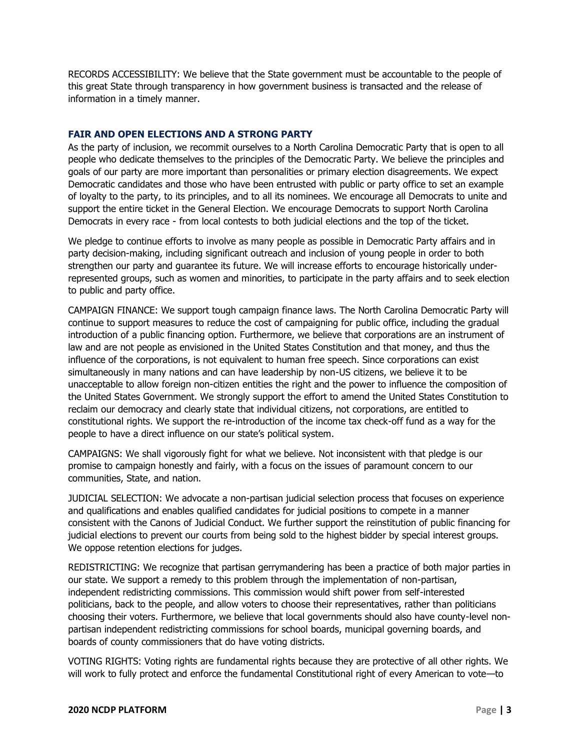RECORDS ACCESSIBILITY: We believe that the State government must be accountable to the people of this great State through transparency in how government business is transacted and the release of information in a timely manner.

### FAIR AND OPEN ELECTIONS AND A STRONG PARTY

As the party of inclusion, we recommit ourselves to a North Carolina Democratic Party that is open to all people who dedicate themselves to the principles of the Democratic Party. We believe the principles and goals of our party are more important than personalities or primary election disagreements. We expect Democratic candidates and those who have been entrusted with public or party office to set an example of loyalty to the party, to its principles, and to all its nominees. We encourage all Democrats to unite and support the entire ticket in the General Election. We encourage Democrats to support North Carolina Democrats in every race - from local contests to both judicial elections and the top of the ticket.

We pledge to continue efforts to involve as many people as possible in Democratic Party affairs and in party decision-making, including significant outreach and inclusion of young people in order to both strengthen our party and guarantee its future. We will increase efforts to encourage historically under-represented groups, such as women and minorities, to participate in the party affairs and to seek election to public and party office.

CAMPAIGN FINANCE: We support tough campaign finance laws. The North Carolina Democratic Party will continue to support measures to reduce the cost of campaigning for public office, including the gradual introduction of a public financing option. Furthermore, we believe that corporations are an instrument of law and are not people as envisioned in the United States Constitution and that money, and thus the influence of the corporations, is not equivalent to human free speech. Since corporations can exist simultaneously in many nations and can have leadership by non-US citizens, we believe it to be unacceptable to allow foreign non-citizen entities the right and the power to influence the composition of the United States Government. We strongly support the effort to amend the United States Constitution to reclaim our democracy and clearly state that individual citizens, not corporations, are entitled to constitutional rights. We support the re-introduction of the income tax check-off fund as a way for the people to have a direct influence on our state's political system.

CAMPAIGNS: We shall vigorously fight for what we believe. Not inconsistent with that pledge is our promise to campaign honestly and fairly, with a focus on the issues of paramount concern to our communities, State, and nation.

JUDICIAL SELECTION: We advocate a non-partisan judicial selection process that focuses on experience and qualifications and enables qualified candidates for judicial positions to compete in a manner consistent with the Canons of Judicial Conduct. We further support the reinstitution of public financing for judicial elections to prevent our courts from being sold to the highest bidder by special interest groups. We oppose retention elections for judges.

REDISTRICTING: We recognize that partisan gerrymandering has been a practice of both major parties in our state. We support a remedy to this problem through the implementation of non-partisan, independent redistricting commissions. This commission would shift power from self-interested politicians, back to the people, and allow voters to choose their representatives, rather than politicians choosing their voters. Furthermore, we believe that local governments should also have county-level non-partisan independent redistricting commissions for school boards, municipal governing boards, and boards of county commissioners that do have voting districts.

VOTING RIGHTS: Voting rights are fundamental rights because they are protective of all other rights. We will work to fully protect and enforce the fundamental Constitutional right of every American to vote—to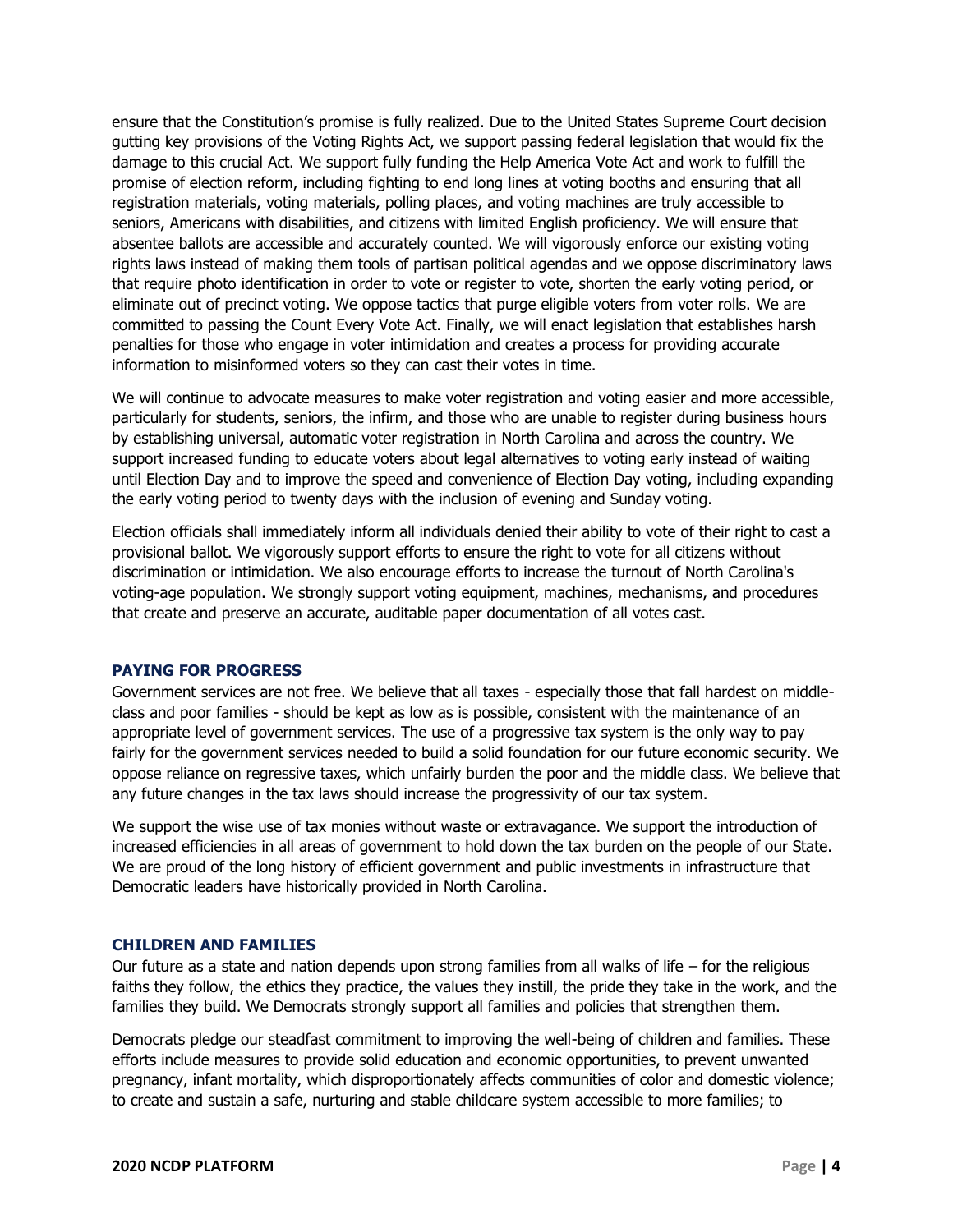ensure that the Constitution's promise is fully realized. Due to the United States Supreme Court decision gutting key provisions of the Voting Rights Act, we support passing federal legislation that would fix the damage to this crucial Act. We support fully funding the Help America Vote Act and work to fulfill the promise of election reform, including fighting to end long lines at voting booths and ensuring that all registration materials, voting materials, polling places, and voting machines are truly accessible to seniors, Americans with disabilities, and citizens with limited English proficiency. We will ensure that absentee ballots are accessible and accurately counted. We will vigorously enforce our existing voting rights laws instead of making them tools of partisan political agendas and we oppose discriminatory laws that require photo identification in order to vote or register to vote, shorten the early voting period, or eliminate out of precinct voting. We oppose tactics that purge eligible voters from voter rolls. We are committed to passing the Count Every Vote Act. Finally, we will enact legislation that establishes harsh penalties for those who engage in voter intimidation and creates a process for providing accurate information to misinformed voters so they can cast their votes in time.

We will continue to advocate measures to make voter registration and voting easier and more accessible, particularly for students, seniors, the infirm, and those who are unable to register during business hours by establishing universal, automatic voter registration in North Carolina and across the country. We support increased funding to educate voters about legal alternatives to voting early instead of waiting until Election Day and to improve the speed and convenience of Election Day voting, including expanding the early voting period to twenty days with the inclusion of evening and Sunday voting.

Election officials shall immediately inform all individuals denied their ability to vote of their right to cast a provisional ballot. We vigorously support efforts to ensure the right to vote for all citizens without discrimination or intimidation. We also encourage efforts to increase the turnout of North Carolina's voting-age population. We strongly support voting equipment, machines, mechanisms, and procedures that create and preserve an accurate, auditable paper documentation of all votes cast.

### PAYING FOR PROGRESS

Government services are not free. We believe that all taxes - especially those that fall hardest on middle-class and poor families - should be kept as low as is possible, consistent with the maintenance of an appropriate level of government services. The use of a progressive tax system is the only way to pay fairly for the government services needed to build a solid foundation for our future economic security. We oppose reliance on regressive taxes, which unfairly burden the poor and the middle class. We believe that any future changes in the tax laws should increase the progressivity of our tax system.

We support the wise use of tax monies without waste or extravagance. We support the introduction of increased efficiencies in all areas of government to hold down the tax burden on the people of our State. We are proud of the long history of efficient government and public investments in infrastructure that Democratic leaders have historically provided in North Carolina.

### CHILDREN AND FAMILIES

Our future as a state and nation depends upon strong families from all walks of life – for the religious faiths they follow, the ethics they practice, the values they instill, the pride they take in the work, and the families they build. We Democrats strongly support all families and policies that strengthen them.

Democrats pledge our steadfast commitment to improving the well-being of children and families. These efforts include measures to provide solid education and economic opportunities, to prevent unwanted pregnancy, infant mortality, which disproportionately affects communities of color and domestic violence; to create and sustain a safe, nurturing and stable childcare system accessible to more families; to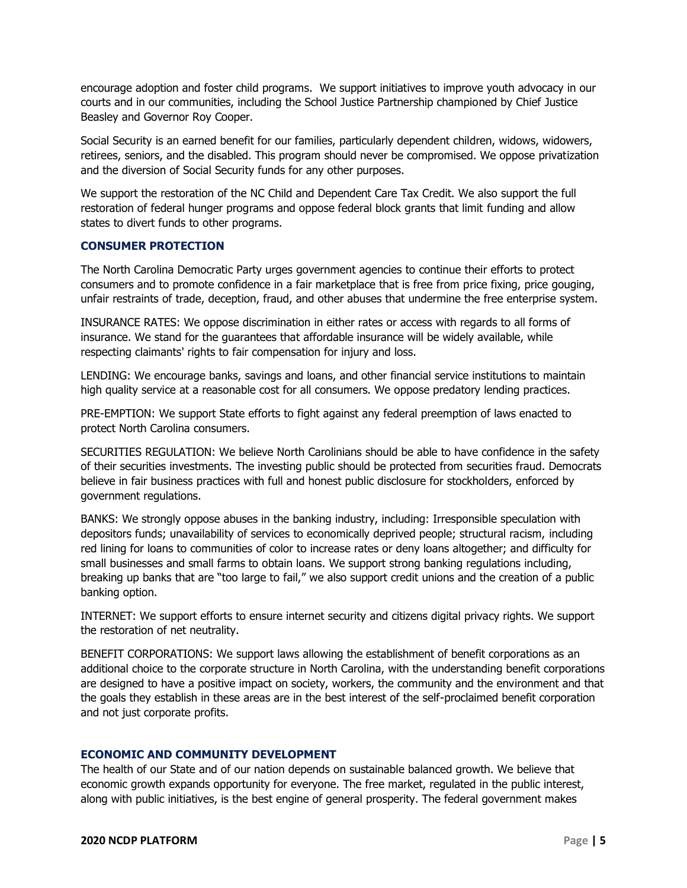encourage adoption and foster child programs. We support initiatives to improve youth advocacy in our courts and in our communities, including the School Justice Partnership championed by Chief Justice Beasley and Governor Roy Cooper.

Social Security is an earned benefit for our families, particularly dependent children, widows, widowers, retirees, seniors, and the disabled. This program should never be compromised. We oppose privatization and the diversion of Social Security funds for any other purposes.

We support the restoration of the NC Child and Dependent Care Tax Credit. We also support the full restoration of federal hunger programs and oppose federal block grants that limit funding and allow states to divert funds to other programs.

### CONSUMER PROTECTION

The North Carolina Democratic Party urges government agencies to continue their efforts to protect consumers and to promote confidence in a fair marketplace that is free from price fixing, price gouging, unfair restraints of trade, deception, fraud, and other abuses that undermine the free enterprise system.

INSURANCE RATES: We oppose discrimination in either rates or access with regards to all forms of insurance. We stand for the guarantees that affordable insurance will be widely available, while respecting claimants' rights to fair compensation for injury and loss.

LENDING: We encourage banks, savings and loans, and other financial service institutions to maintain high quality service at a reasonable cost for all consumers. We oppose predatory lending practices.

PRE-EMPTION: We support State efforts to fight against any federal preemption of laws enacted to protect North Carolina consumers.

SECURITIES REGULATION: We believe North Carolinians should be able to have confidence in the safety of their securities investments. The investing public should be protected from securities fraud. Democrats believe in fair business practices with full and honest public disclosure for stockholders, enforced by government regulations.

BANKS: We strongly oppose abuses in the banking industry, including: Irresponsible speculation with depositors funds; unavailability of services to economically deprived people; structural racism, including red lining for loans to communities of color to increase rates or deny loans altogether; and difficulty for small businesses and small farms to obtain loans. We support strong banking regulations including, breaking up banks that are "too large to fail," we also support credit unions and the creation of a public banking option.

INTERNET: We support efforts to ensure internet security and citizens digital privacy rights. We support the restoration of net neutrality.

BENEFIT CORPORATIONS: We support laws allowing the establishment of benefit corporations as an additional choice to the corporate structure in North Carolina, with the understanding benefit corporations are designed to have a positive impact on society, workers, the community and the environment and that the goals they establish in these areas are in the best interest of the self-proclaimed benefit corporation and not just corporate profits.

### ECONOMIC AND COMMUNITY DEVELOPMENT

The health of our State and of our nation depends on sustainable balanced growth. We believe that economic growth expands opportunity for everyone. The free market, regulated in the public interest, along with public initiatives, is the best engine of general prosperity. The federal government makes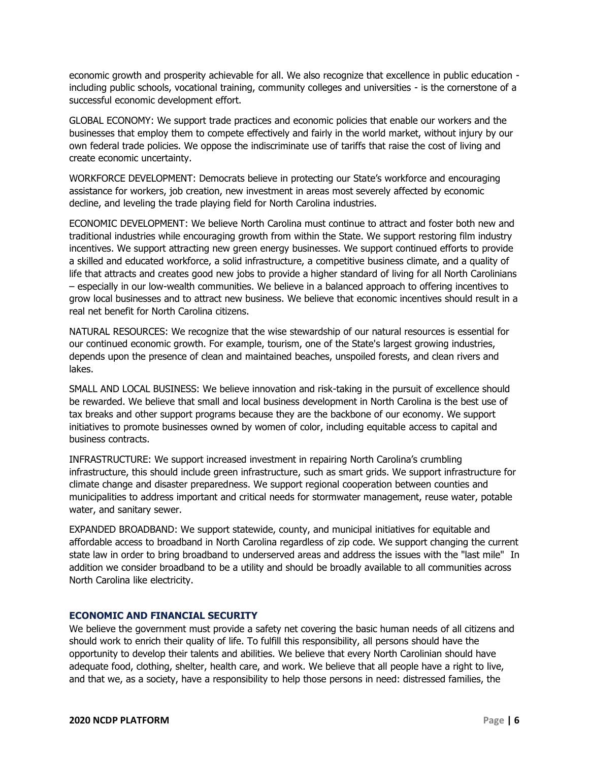economic growth and prosperity achievable for all. We also recognize that excellence in public education - including public schools, vocational training, community colleges and universities - is the cornerstone of a successful economic development effort.

GLOBAL ECONOMY: We support trade practices and economic policies that enable our workers and the businesses that employ them to compete effectively and fairly in the world market, without injury by our own federal trade policies. We oppose the indiscriminate use of tariffs that raise the cost of living and create economic uncertainty.

WORKFORCE DEVELOPMENT: Democrats believe in protecting our State's workforce and encouraging assistance for workers, job creation, new investment in areas most severely affected by economic decline, and leveling the trade playing field for North Carolina industries.

ECONOMIC DEVELOPMENT: We believe North Carolina must continue to attract and foster both new and traditional industries while encouraging growth from within the State. We support restoring film industry incentives. We support attracting new green energy businesses. We support continued efforts to provide a skilled and educated workforce, a solid infrastructure, a competitive business climate, and a quality of life that attracts and creates good new jobs to provide a higher standard of living for all North Carolinians – especially in our low-wealth communities. We believe in a balanced approach to offering incentives to grow local businesses and to attract new business. We believe that economic incentives should result in a real net benefit for North Carolina citizens.

NATURAL RESOURCES: We recognize that the wise stewardship of our natural resources is essential for our continued economic growth. For example, tourism, one of the State's largest growing industries, depends upon the presence of clean and maintained beaches, unspoiled forests, and clean rivers and lakes.

SMALL AND LOCAL BUSINESS: We believe innovation and risk-taking in the pursuit of excellence should be rewarded. We believe that small and local business development in North Carolina is the best use of tax breaks and other support programs because they are the backbone of our economy. We support initiatives to promote businesses owned by women of color, including equitable access to capital and business contracts.

INFRASTRUCTURE: We support increased investment in repairing North Carolina's crumbling infrastructure, this should include green infrastructure, such as smart grids. We support infrastructure for climate change and disaster preparedness. We support regional cooperation between counties and municipalities to address important and critical needs for stormwater management, reuse water, potable water, and sanitary sewer.

EXPANDED BROADBAND: We support statewide, county, and municipal initiatives for equitable and affordable access to broadband in North Carolina regardless of zip code. We support changing the current state law in order to bring broadband to underserved areas and address the issues with the "last mile" In addition we consider broadband to be a utility and should be broadly available to all communities across North Carolina like electricity.

### ECONOMIC AND FINANCIAL SECURITY

We believe the government must provide a safety net covering the basic human needs of all citizens and should work to enrich their quality of life. To fulfill this responsibility, all persons should have the opportunity to develop their talents and abilities. We believe that every North Carolinian should have adequate food, clothing, shelter, health care, and work. We believe that all people have a right to live, and that we, as a society, have a responsibility to help those persons in need: distressed families, the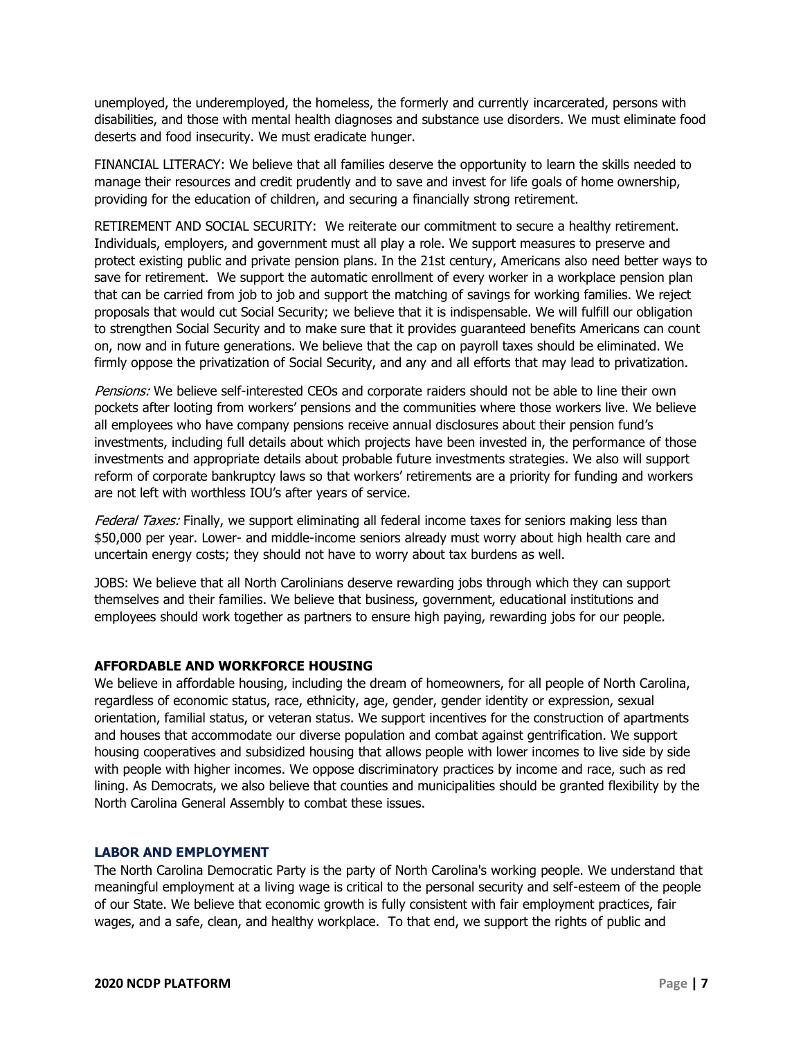unemployed, the underemployed, the homeless, the formerly and currently incarcerated, persons with disabilities, and those with mental health diagnoses and substance use disorders. We must eliminate food deserts and food insecurity. We must eradicate hunger.

FINANCIAL LITERACY: We believe that all families deserve the opportunity to learn the skills needed to manage their resources and credit prudently and to save and invest for life goals of home ownership, providing for the education of children, and securing a financially strong retirement.

RETIREMENT AND SOCIAL SECURITY: We reiterate our commitment to secure a healthy retirement. Individuals, employers, and government must all play a role. We support measures to preserve and protect existing public and private pension plans. In the 21st century, Americans also need better ways to save for retirement. We support the automatic enrollment of every worker in a workplace pension plan that can be carried from job to job and support the matching of savings for working families. We reject proposals that would cut Social Security; we believe that it is indispensable. We will fulfill our obligation to strengthen Social Security and to make sure that it provides guaranteed benefits Americans can count on, now and in future generations. We believe that the cap on payroll taxes should be eliminated. We firmly oppose the privatization of Social Security, and any and all efforts that may lead to privatization.

*Pensions:* We believe self-interested CEOs and corporate raiders should not be able to line their own pockets after looting from workers' pensions and the communities where those workers live. We believe all employees who have company pensions receive annual disclosures about their pension fund's investments, including full details about which projects have been invested in, the performance of those investments and appropriate details about probable future investments strategies. We also will support reform of corporate bankruptcy laws so that workers' retirements are a priority for funding and workers are not left with worthless IOU's after years of service.

*Federal Taxes:* Finally, we support eliminating all federal income taxes for seniors making less than $50,000 per year. Lower- and middle-income seniors already must worry about high health care and uncertain energy costs; they should not have to worry about tax burdens as well.

JOBS: We believe that all North Carolinians deserve rewarding jobs through which they can support themselves and their families. We believe that business, government, educational institutions and employees should work together as partners to ensure high paying, rewarding jobs for our people.

## AFFORDABLE AND WORKFORCE HOUSING

We believe in affordable housing, including the dream of homeowners, for all people of North Carolina, regardless of economic status, race, ethnicity, age, gender, gender identity or expression, sexual orientation, familial status, or veteran status. We support incentives for the construction of apartments and houses that accommodate our diverse population and combat against gentrification. We support housing cooperatives and subsidized housing that allows people with lower incomes to live side by side with people with higher incomes. We oppose discriminatory practices by income and race, such as red lining. As Democrats, we also believe that counties and municipalities should be granted flexibility by the North Carolina General Assembly to combat these issues.

## LABOR AND EMPLOYMENT

The North Carolina Democratic Party is the party of North Carolina's working people. We understand that meaningful employment at a living wage is critical to the personal security and self-esteem of the people of our State. We believe that economic growth is fully consistent with fair employment practices, fair wages, and a safe, clean, and healthy workplace. To that end, we support the rights of public and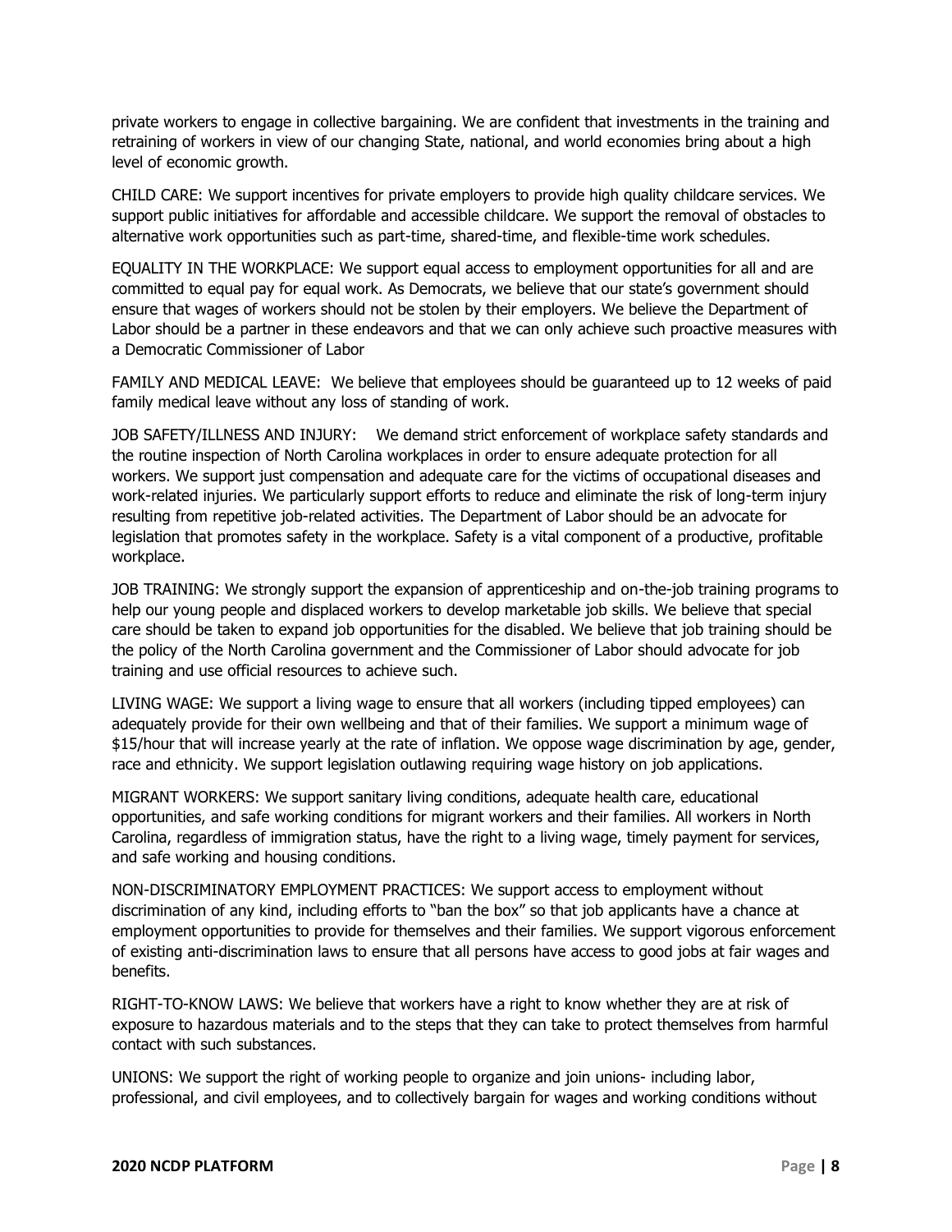private workers to engage in collective bargaining. We are confident that investments in the training and retraining of workers in view of our changing State, national, and world economies bring about a high level of economic growth.

CHILD CARE: We support incentives for private employers to provide high quality childcare services. We support public initiatives for affordable and accessible childcare. We support the removal of obstacles to alternative work opportunities such as part-time, shared-time, and flexible-time work schedules.

EQUALITY IN THE WORKPLACE: We support equal access to employment opportunities for all and are committed to equal pay for equal work. As Democrats, we believe that our state's government should ensure that wages of workers should not be stolen by their employers. We believe the Department of Labor should be a partner in these endeavors and that we can only achieve such proactive measures with a Democratic Commissioner of Labor

FAMILY AND MEDICAL LEAVE: We believe that employees should be guaranteed up to 12 weeks of paid family medical leave without any loss of standing of work.

JOB SAFETY/ILLNESS AND INJURY: We demand strict enforcement of workplace safety standards and the routine inspection of North Carolina workplaces in order to ensure adequate protection for all workers. We support just compensation and adequate care for the victims of occupational diseases and work-related injuries. We particularly support efforts to reduce and eliminate the risk of long-term injury resulting from repetitive job-related activities. The Department of Labor should be an advocate for legislation that promotes safety in the workplace. Safety is a vital component of a productive, profitable workplace.

JOB TRAINING: We strongly support the expansion of apprenticeship and on-the-job training programs to help our young people and displaced workers to develop marketable job skills. We believe that special care should be taken to expand job opportunities for the disabled. We believe that job training should be the policy of the North Carolina government and the Commissioner of Labor should advocate for job training and use official resources to achieve such.

LIVING WAGE: We support a living wage to ensure that all workers (including tipped employees) can adequately provide for their own wellbeing and that of their families. We support a minimum wage of $15/hour that will increase yearly at the rate of inflation. We oppose wage discrimination by age, gender, race and ethnicity. We support legislation outlawing requiring wage history on job applications.

MIGRANT WORKERS: We support sanitary living conditions, adequate health care, educational opportunities, and safe working conditions for migrant workers and their families. All workers in North Carolina, regardless of immigration status, have the right to a living wage, timely payment for services, and safe working and housing conditions.

NON-DISCRIMINATORY EMPLOYMENT PRACTICES: We support access to employment without discrimination of any kind, including efforts to "ban the box" so that job applicants have a chance at employment opportunities to provide for themselves and their families. We support vigorous enforcement of existing anti-discrimination laws to ensure that all persons have access to good jobs at fair wages and benefits.

RIGHT-TO-KNOW LAWS: We believe that workers have a right to know whether they are at risk of exposure to hazardous materials and to the steps that they can take to protect themselves from harmful contact with such substances.

UNIONS: We support the right of working people to organize and join unions- including labor, professional, and civil employees, and to collectively bargain for wages and working conditions without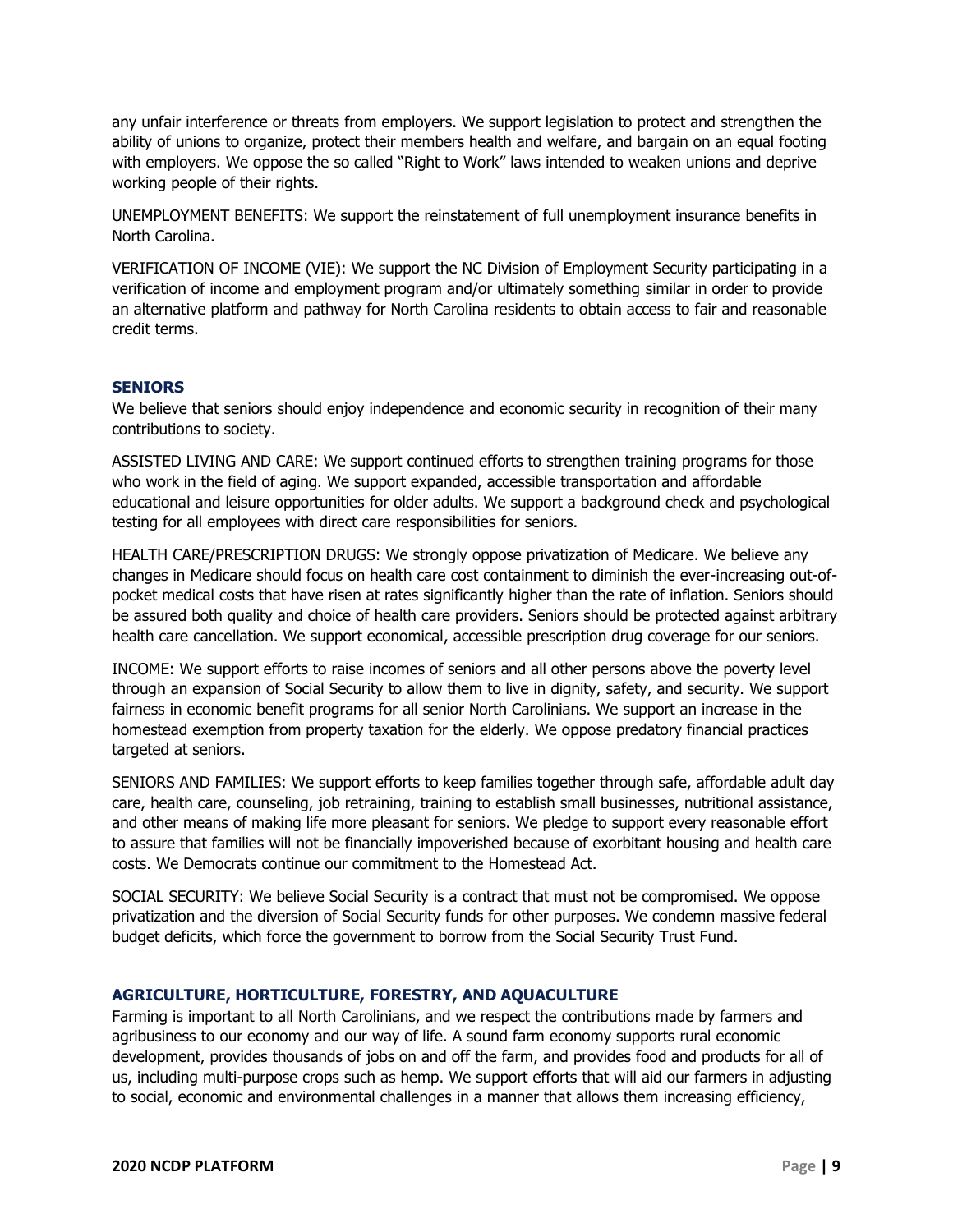any unfair interference or threats from employers. We support legislation to protect and strengthen the ability of unions to organize, protect their members health and welfare, and bargain on an equal footing with employers. We oppose the so called "Right to Work" laws intended to weaken unions and deprive working people of their rights.

UNEMPLOYMENT BENEFITS: We support the reinstatement of full unemployment insurance benefits in North Carolina.

VERIFICATION OF INCOME (VIE): We support the NC Division of Employment Security participating in a verification of income and employment program and/or ultimately something similar in order to provide an alternative platform and pathway for North Carolina residents to obtain access to fair and reasonable credit terms.

## SENIORS

We believe that seniors should enjoy independence and economic security in recognition of their many contributions to society.

ASSISTED LIVING AND CARE: We support continued efforts to strengthen training programs for those who work in the field of aging. We support expanded, accessible transportation and affordable educational and leisure opportunities for older adults. We support a background check and psychological testing for all employees with direct care responsibilities for seniors.

HEALTH CARE/PRESCRIPTION DRUGS: We strongly oppose privatization of Medicare. We believe any changes in Medicare should focus on health care cost containment to diminish the ever-increasing out-of-pocket medical costs that have risen at rates significantly higher than the rate of inflation. Seniors should be assured both quality and choice of health care providers. Seniors should be protected against arbitrary health care cancellation. We support economical, accessible prescription drug coverage for our seniors.

INCOME: We support efforts to raise incomes of seniors and all other persons above the poverty level through an expansion of Social Security to allow them to live in dignity, safety, and security. We support fairness in economic benefit programs for all senior North Carolinians. We support an increase in the homestead exemption from property taxation for the elderly. We oppose predatory financial practices targeted at seniors.

SENIORS AND FAMILIES: We support efforts to keep families together through safe, affordable adult day care, health care, counseling, job retraining, training to establish small businesses, nutritional assistance, and other means of making life more pleasant for seniors. We pledge to support every reasonable effort to assure that families will not be financially impoverished because of exorbitant housing and health care costs. We Democrats continue our commitment to the Homestead Act.

SOCIAL SECURITY: We believe Social Security is a contract that must not be compromised. We oppose privatization and the diversion of Social Security funds for other purposes. We condemn massive federal budget deficits, which force the government to borrow from the Social Security Trust Fund.

## AGRICULTURE, HORTICULTURE, FORESTRY, AND AQUACULTURE

Farming is important to all North Carolinians, and we respect the contributions made by farmers and agribusiness to our economy and our way of life. A sound farm economy supports rural economic development, provides thousands of jobs on and off the farm, and provides food and products for all of us, including multi-purpose crops such as hemp. We support efforts that will aid our farmers in adjusting to social, economic and environmental challenges in a manner that allows them increasing efficiency,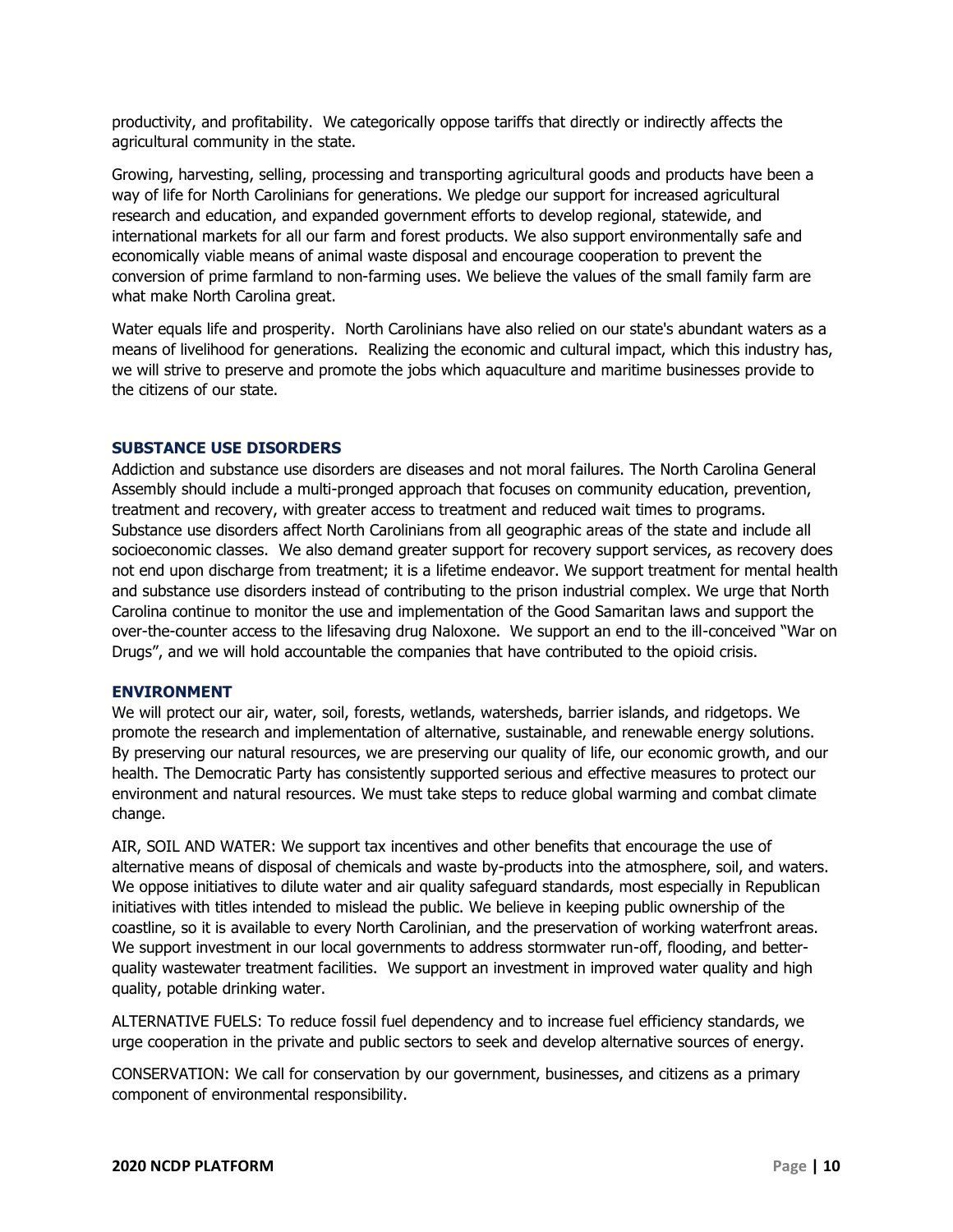productivity, and profitability. We categorically oppose tariffs that directly or indirectly affects the agricultural community in the state.

Growing, harvesting, selling, processing and transporting agricultural goods and products have been a way of life for North Carolinians for generations. We pledge our support for increased agricultural research and education, and expanded government efforts to develop regional, statewide, and international markets for all our farm and forest products. We also support environmentally safe and economically viable means of animal waste disposal and encourage cooperation to prevent the conversion of prime farmland to non-farming uses. We believe the values of the small family farm are what make North Carolina great.

Water equals life and prosperity. North Carolinians have also relied on our state's abundant waters as a means of livelihood for generations. Realizing the economic and cultural impact, which this industry has, we will strive to preserve and promote the jobs which aquaculture and maritime businesses provide to the citizens of our state.

## SUBSTANCE USE DISORDERS

Addiction and substance use disorders are diseases and not moral failures. The North Carolina General Assembly should include a multi-pronged approach that focuses on community education, prevention, treatment and recovery, with greater access to treatment and reduced wait times to programs. Substance use disorders affect North Carolinians from all geographic areas of the state and include all socioeconomic classes. We also demand greater support for recovery support services, as recovery does not end upon discharge from treatment; it is a lifetime endeavor. We support treatment for mental health and substance use disorders instead of contributing to the prison industrial complex. We urge that North Carolina continue to monitor the use and implementation of the Good Samaritan laws and support the over-the-counter access to the lifesaving drug Naloxone. We support an end to the ill-conceived "War on Drugs", and we will hold accountable the companies that have contributed to the opioid crisis.

## ENVIRONMENT

We will protect our air, water, soil, forests, wetlands, watersheds, barrier islands, and ridgetops. We promote the research and implementation of alternative, sustainable, and renewable energy solutions. By preserving our natural resources, we are preserving our quality of life, our economic growth, and our health. The Democratic Party has consistently supported serious and effective measures to protect our environment and natural resources. We must take steps to reduce global warming and combat climate change.

AIR, SOIL AND WATER: We support tax incentives and other benefits that encourage the use of alternative means of disposal of chemicals and waste by-products into the atmosphere, soil, and waters. We oppose initiatives to dilute water and air quality safeguard standards, most especially in Republican initiatives with titles intended to mislead the public. We believe in keeping public ownership of the coastline, so it is available to every North Carolinian, and the preservation of working waterfront areas. We support investment in our local governments to address stormwater run-off, flooding, and better-quality wastewater treatment facilities. We support an investment in improved water quality and high quality, potable drinking water.

ALTERNATIVE FUELS: To reduce fossil fuel dependency and to increase fuel efficiency standards, we urge cooperation in the private and public sectors to seek and develop alternative sources of energy.

CONSERVATION: We call for conservation by our government, businesses, and citizens as a primary component of environmental responsibility.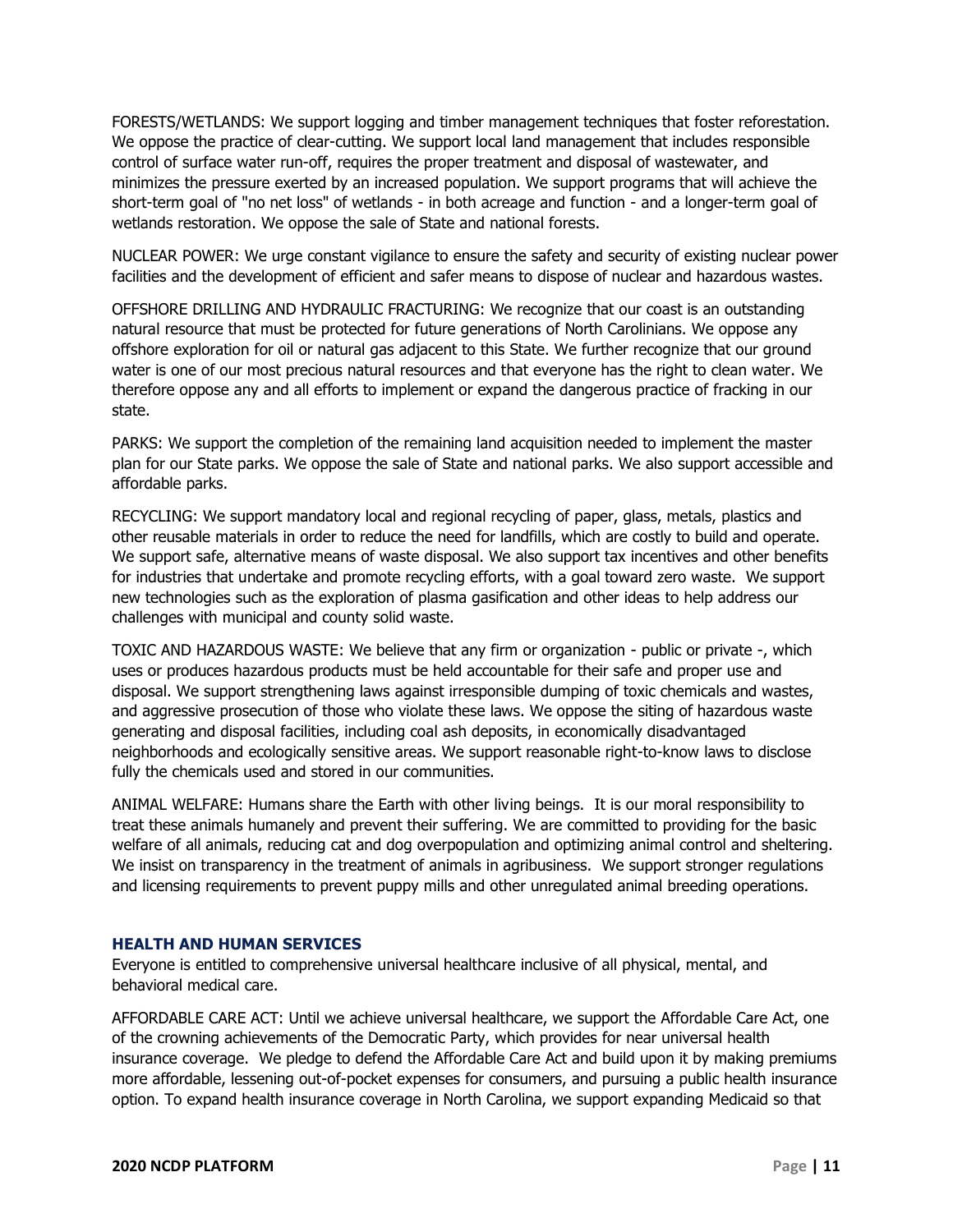FORESTS/WETLANDS: We support logging and timber management techniques that foster reforestation. We oppose the practice of clear-cutting. We support local land management that includes responsible control of surface water run-off, requires the proper treatment and disposal of wastewater, and minimizes the pressure exerted by an increased population. We support programs that will achieve the short-term goal of "no net loss" of wetlands - in both acreage and function - and a longer-term goal of wetlands restoration. We oppose the sale of State and national forests.

NUCLEAR POWER: We urge constant vigilance to ensure the safety and security of existing nuclear power facilities and the development of efficient and safer means to dispose of nuclear and hazardous wastes.

OFFSHORE DRILLING AND HYDRAULIC FRACTURING: We recognize that our coast is an outstanding natural resource that must be protected for future generations of North Carolinians. We oppose any offshore exploration for oil or natural gas adjacent to this State. We further recognize that our ground water is one of our most precious natural resources and that everyone has the right to clean water. We therefore oppose any and all efforts to implement or expand the dangerous practice of fracking in our state.

PARKS: We support the completion of the remaining land acquisition needed to implement the master plan for our State parks. We oppose the sale of State and national parks. We also support accessible and affordable parks.

RECYCLING: We support mandatory local and regional recycling of paper, glass, metals, plastics and other reusable materials in order to reduce the need for landfills, which are costly to build and operate. We support safe, alternative means of waste disposal. We also support tax incentives and other benefits for industries that undertake and promote recycling efforts, with a goal toward zero waste. We support new technologies such as the exploration of plasma gasification and other ideas to help address our challenges with municipal and county solid waste.

TOXIC AND HAZARDOUS WASTE: We believe that any firm or organization - public or private -, which uses or produces hazardous products must be held accountable for their safe and proper use and disposal. We support strengthening laws against irresponsible dumping of toxic chemicals and wastes, and aggressive prosecution of those who violate these laws. We oppose the siting of hazardous waste generating and disposal facilities, including coal ash deposits, in economically disadvantaged neighborhoods and ecologically sensitive areas. We support reasonable right-to-know laws to disclose fully the chemicals used and stored in our communities.

ANIMAL WELFARE: Humans share the Earth with other living beings. It is our moral responsibility to treat these animals humanely and prevent their suffering. We are committed to providing for the basic welfare of all animals, reducing cat and dog overpopulation and optimizing animal control and sheltering. We insist on transparency in the treatment of animals in agribusiness. We support stronger regulations and licensing requirements to prevent puppy mills and other unregulated animal breeding operations.

### HEALTH AND HUMAN SERVICES

Everyone is entitled to comprehensive universal healthcare inclusive of all physical, mental, and behavioral medical care.

AFFORDABLE CARE ACT: Until we achieve universal healthcare, we support the Affordable Care Act, one of the crowning achievements of the Democratic Party, which provides for near universal health insurance coverage. We pledge to defend the Affordable Care Act and build upon it by making premiums more affordable, lessening out-of-pocket expenses for consumers, and pursuing a public health insurance option. To expand health insurance coverage in North Carolina, we support expanding Medicaid so that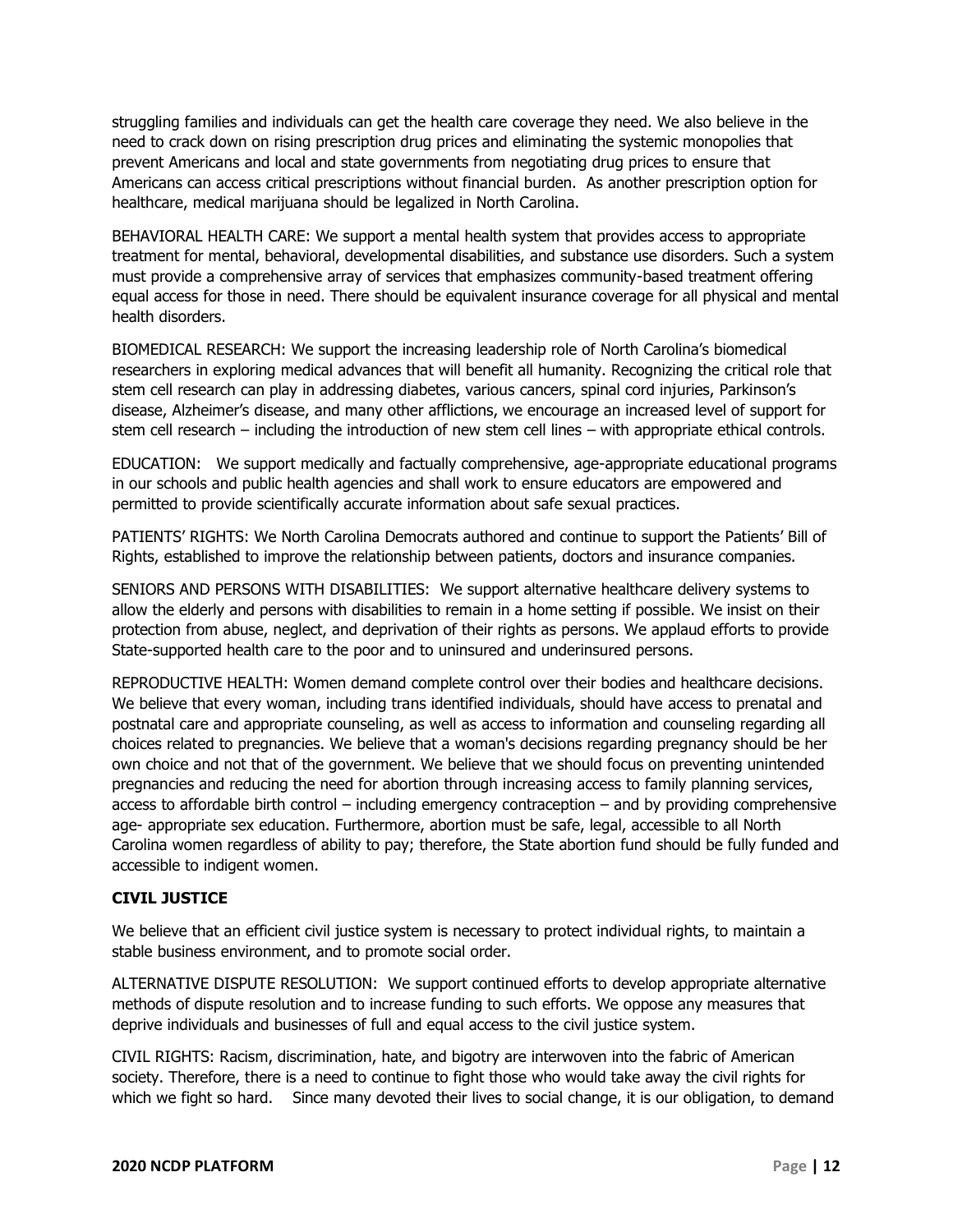struggling families and individuals can get the health care coverage they need. We also believe in the need to crack down on rising prescription drug prices and eliminating the systemic monopolies that prevent Americans and local and state governments from negotiating drug prices to ensure that Americans can access critical prescriptions without financial burden. As another prescription option for healthcare, medical marijuana should be legalized in North Carolina.

BEHAVIORAL HEALTH CARE: We support a mental health system that provides access to appropriate treatment for mental, behavioral, developmental disabilities, and substance use disorders. Such a system must provide a comprehensive array of services that emphasizes community-based treatment offering equal access for those in need. There should be equivalent insurance coverage for all physical and mental health disorders.

BIOMEDICAL RESEARCH: We support the increasing leadership role of North Carolina's biomedical researchers in exploring medical advances that will benefit all humanity. Recognizing the critical role that stem cell research can play in addressing diabetes, various cancers, spinal cord injuries, Parkinson's disease, Alzheimer's disease, and many other afflictions, we encourage an increased level of support for stem cell research – including the introduction of new stem cell lines – with appropriate ethical controls.

EDUCATION: We support medically and factually comprehensive, age-appropriate educational programs in our schools and public health agencies and shall work to ensure educators are empowered and permitted to provide scientifically accurate information about safe sexual practices.

PATIENTS' RIGHTS: We North Carolina Democrats authored and continue to support the Patients' Bill of Rights, established to improve the relationship between patients, doctors and insurance companies.

SENIORS AND PERSONS WITH DISABILITIES: We support alternative healthcare delivery systems to allow the elderly and persons with disabilities to remain in a home setting if possible. We insist on their protection from abuse, neglect, and deprivation of their rights as persons. We applaud efforts to provide State-supported health care to the poor and to uninsured and underinsured persons.

REPRODUCTIVE HEALTH: Women demand complete control over their bodies and healthcare decisions. We believe that every woman, including trans identified individuals, should have access to prenatal and postnatal care and appropriate counseling, as well as access to information and counseling regarding all choices related to pregnancies. We believe that a woman's decisions regarding pregnancy should be her own choice and not that of the government. We believe that we should focus on preventing unintended pregnancies and reducing the need for abortion through increasing access to family planning services, access to affordable birth control – including emergency contraception – and by providing comprehensive age- appropriate sex education. Furthermore, abortion must be safe, legal, accessible to all North Carolina women regardless of ability to pay; therefore, the State abortion fund should be fully funded and accessible to indigent women.

**CIVIL JUSTICE**

We believe that an efficient civil justice system is necessary to protect individual rights, to maintain a stable business environment, and to promote social order.

ALTERNATIVE DISPUTE RESOLUTION: We support continued efforts to develop appropriate alternative methods of dispute resolution and to increase funding to such efforts. We oppose any measures that deprive individuals and businesses of full and equal access to the civil justice system.

CIVIL RIGHTS: Racism, discrimination, hate, and bigotry are interwoven into the fabric of American society. Therefore, there is a need to continue to fight those who would take away the civil rights for which we fight so hard. Since many devoted their lives to social change, it is our obligation, to demand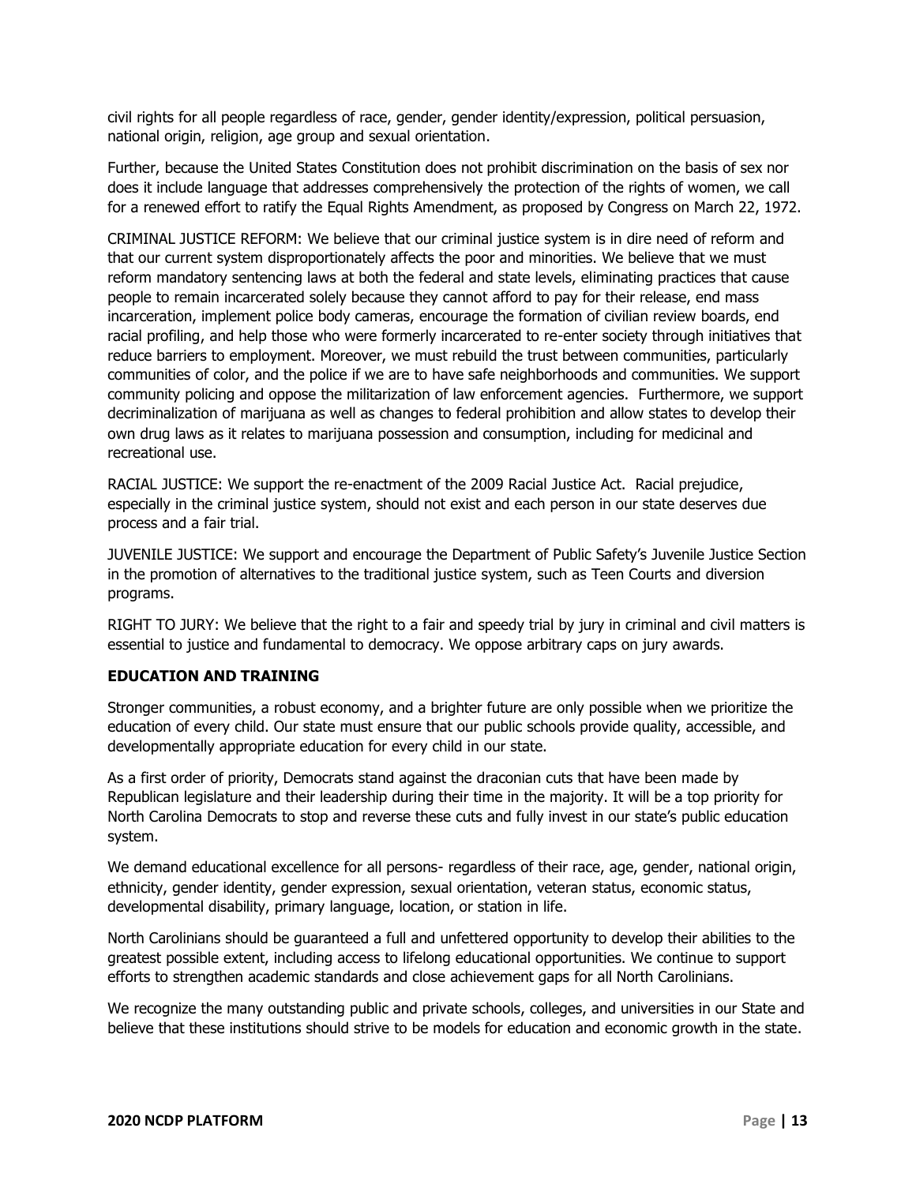civil rights for all people regardless of race, gender, gender identity/expression, political persuasion, national origin, religion, age group and sexual orientation.

Further, because the United States Constitution does not prohibit discrimination on the basis of sex nor does it include language that addresses comprehensively the protection of the rights of women, we call for a renewed effort to ratify the Equal Rights Amendment, as proposed by Congress on March 22, 1972.

CRIMINAL JUSTICE REFORM: We believe that our criminal justice system is in dire need of reform and that our current system disproportionately affects the poor and minorities. We believe that we must reform mandatory sentencing laws at both the federal and state levels, eliminating practices that cause people to remain incarcerated solely because they cannot afford to pay for their release, end mass incarceration, implement police body cameras, encourage the formation of civilian review boards, end racial profiling, and help those who were formerly incarcerated to re-enter society through initiatives that reduce barriers to employment. Moreover, we must rebuild the trust between communities, particularly communities of color, and the police if we are to have safe neighborhoods and communities. We support community policing and oppose the militarization of law enforcement agencies. Furthermore, we support decriminalization of marijuana as well as changes to federal prohibition and allow states to develop their own drug laws as it relates to marijuana possession and consumption, including for medicinal and recreational use.

RACIAL JUSTICE: We support the re-enactment of the 2009 Racial Justice Act. Racial prejudice, especially in the criminal justice system, should not exist and each person in our state deserves due process and a fair trial.

JUVENILE JUSTICE: We support and encourage the Department of Public Safety's Juvenile Justice Section in the promotion of alternatives to the traditional justice system, such as Teen Courts and diversion programs.

RIGHT TO JURY: We believe that the right to a fair and speedy trial by jury in criminal and civil matters is essential to justice and fundamental to democracy. We oppose arbitrary caps on jury awards.

## EDUCATION AND TRAINING

Stronger communities, a robust economy, and a brighter future are only possible when we prioritize the education of every child. Our state must ensure that our public schools provide quality, accessible, and developmentally appropriate education for every child in our state.

As a first order of priority, Democrats stand against the draconian cuts that have been made by Republican legislature and their leadership during their time in the majority. It will be a top priority for North Carolina Democrats to stop and reverse these cuts and fully invest in our state's public education system.

We demand educational excellence for all persons- regardless of their race, age, gender, national origin, ethnicity, gender identity, gender expression, sexual orientation, veteran status, economic status, developmental disability, primary language, location, or station in life.

North Carolinians should be guaranteed a full and unfettered opportunity to develop their abilities to the greatest possible extent, including access to lifelong educational opportunities. We continue to support efforts to strengthen academic standards and close achievement gaps for all North Carolinians.

We recognize the many outstanding public and private schools, colleges, and universities in our State and believe that these institutions should strive to be models for education and economic growth in the state.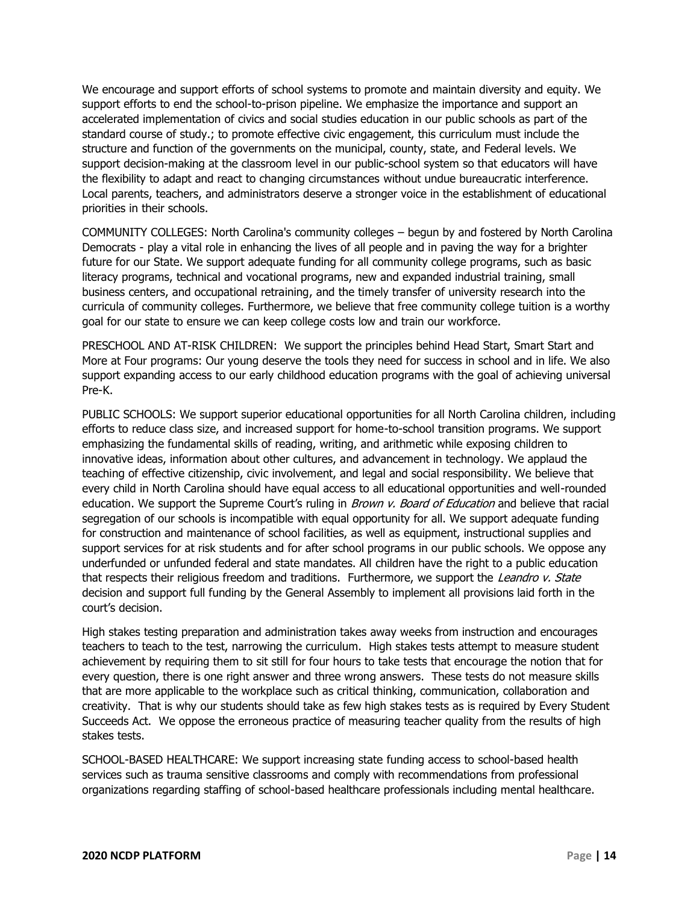We encourage and support efforts of school systems to promote and maintain diversity and equity. We support efforts to end the school-to-prison pipeline. We emphasize the importance and support an accelerated implementation of civics and social studies education in our public schools as part of the standard course of study.; to promote effective civic engagement, this curriculum must include the structure and function of the governments on the municipal, county, state, and Federal levels. We support decision-making at the classroom level in our public-school system so that educators will have the flexibility to adapt and react to changing circumstances without undue bureaucratic interference. Local parents, teachers, and administrators deserve a stronger voice in the establishment of educational priorities in their schools.

COMMUNITY COLLEGES: North Carolina's community colleges – begun by and fostered by North Carolina Democrats - play a vital role in enhancing the lives of all people and in paving the way for a brighter future for our State. We support adequate funding for all community college programs, such as basic literacy programs, technical and vocational programs, new and expanded industrial training, small business centers, and occupational retraining, and the timely transfer of university research into the curricula of community colleges. Furthermore, we believe that free community college tuition is a worthy goal for our state to ensure we can keep college costs low and train our workforce.

PRESCHOOL AND AT-RISK CHILDREN: We support the principles behind Head Start, Smart Start and More at Four programs: Our young deserve the tools they need for success in school and in life. We also support expanding access to our early childhood education programs with the goal of achieving universal Pre-K.

PUBLIC SCHOOLS: We support superior educational opportunities for all North Carolina children, including efforts to reduce class size, and increased support for home-to-school transition programs. We support emphasizing the fundamental skills of reading, writing, and arithmetic while exposing children to innovative ideas, information about other cultures, and advancement in technology. We applaud the teaching of effective citizenship, civic involvement, and legal and social responsibility. We believe that every child in North Carolina should have equal access to all educational opportunities and well-rounded education. We support the Supreme Court's ruling in *Brown v. Board of Education* and believe that racial segregation of our schools is incompatible with equal opportunity for all. We support adequate funding for construction and maintenance of school facilities, as well as equipment, instructional supplies and support services for at risk students and for after school programs in our public schools. We oppose any underfunded or unfunded federal and state mandates. All children have the right to a public education that respects their religious freedom and traditions. Furthermore, we support the *Leandro v. State* decision and support full funding by the General Assembly to implement all provisions laid forth in the court's decision.

High stakes testing preparation and administration takes away weeks from instruction and encourages teachers to teach to the test, narrowing the curriculum. High stakes tests attempt to measure student achievement by requiring them to sit still for four hours to take tests that encourage the notion that for every question, there is one right answer and three wrong answers. These tests do not measure skills that are more applicable to the workplace such as critical thinking, communication, collaboration and creativity. That is why our students should take as few high stakes tests as is required by Every Student Succeeds Act. We oppose the erroneous practice of measuring teacher quality from the results of high stakes tests.

SCHOOL-BASED HEALTHCARE: We support increasing state funding access to school-based health services such as trauma sensitive classrooms and comply with recommendations from professional organizations regarding staffing of school-based healthcare professionals including mental healthcare.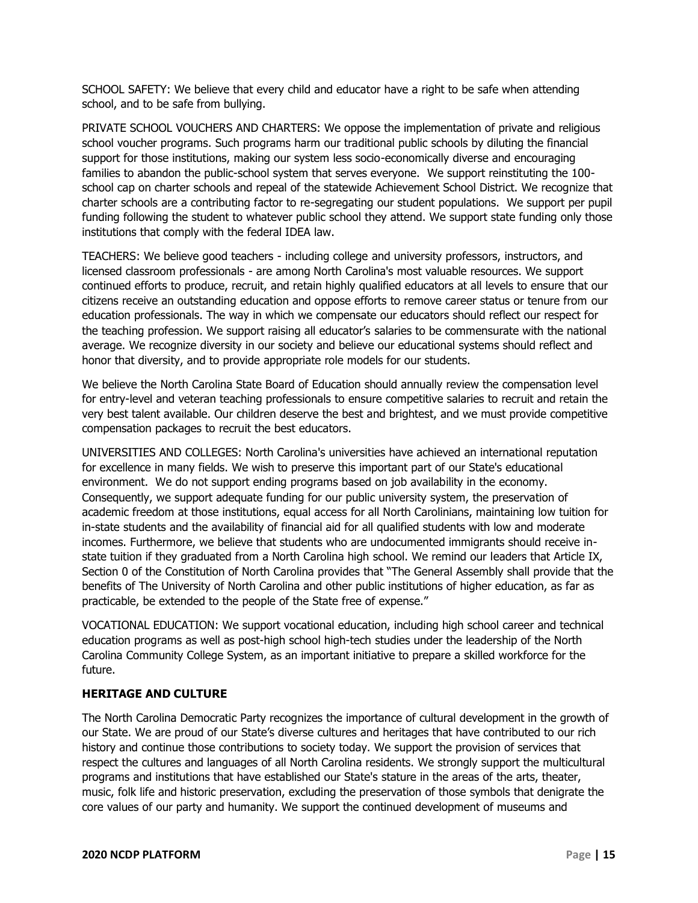SCHOOL SAFETY: We believe that every child and educator have a right to be safe when attending school, and to be safe from bullying.

PRIVATE SCHOOL VOUCHERS AND CHARTERS: We oppose the implementation of private and religious school voucher programs. Such programs harm our traditional public schools by diluting the financial support for those institutions, making our system less socio-economically diverse and encouraging families to abandon the public-school system that serves everyone. We support reinstituting the 100-school cap on charter schools and repeal of the statewide Achievement School District. We recognize that charter schools are a contributing factor to re-segregating our student populations. We support per pupil funding following the student to whatever public school they attend. We support state funding only those institutions that comply with the federal IDEA law.

TEACHERS: We believe good teachers - including college and university professors, instructors, and licensed classroom professionals - are among North Carolina's most valuable resources. We support continued efforts to produce, recruit, and retain highly qualified educators at all levels to ensure that our citizens receive an outstanding education and oppose efforts to remove career status or tenure from our education professionals. The way in which we compensate our educators should reflect our respect for the teaching profession. We support raising all educator's salaries to be commensurate with the national average. We recognize diversity in our society and believe our educational systems should reflect and honor that diversity, and to provide appropriate role models for our students.

We believe the North Carolina State Board of Education should annually review the compensation level for entry-level and veteran teaching professionals to ensure competitive salaries to recruit and retain the very best talent available. Our children deserve the best and brightest, and we must provide competitive compensation packages to recruit the best educators.

UNIVERSITIES AND COLLEGES: North Carolina's universities have achieved an international reputation for excellence in many fields. We wish to preserve this important part of our State's educational environment. We do not support ending programs based on job availability in the economy. Consequently, we support adequate funding for our public university system, the preservation of academic freedom at those institutions, equal access for all North Carolinians, maintaining low tuition for in-state students and the availability of financial aid for all qualified students with low and moderate incomes. Furthermore, we believe that students who are undocumented immigrants should receive in-state tuition if they graduated from a North Carolina high school. We remind our leaders that Article IX, Section 0 of the Constitution of North Carolina provides that "The General Assembly shall provide that the benefits of The University of North Carolina and other public institutions of higher education, as far as practicable, be extended to the people of the State free of expense."

VOCATIONAL EDUCATION: We support vocational education, including high school career and technical education programs as well as post-high school high-tech studies under the leadership of the North Carolina Community College System, as an important initiative to prepare a skilled workforce for the future.

### HERITAGE AND CULTURE

The North Carolina Democratic Party recognizes the importance of cultural development in the growth of our State. We are proud of our State's diverse cultures and heritages that have contributed to our rich history and continue those contributions to society today. We support the provision of services that respect the cultures and languages of all North Carolina residents. We strongly support the multicultural programs and institutions that have established our State's stature in the areas of the arts, theater, music, folk life and historic preservation, excluding the preservation of those symbols that denigrate the core values of our party and humanity. We support the continued development of museums and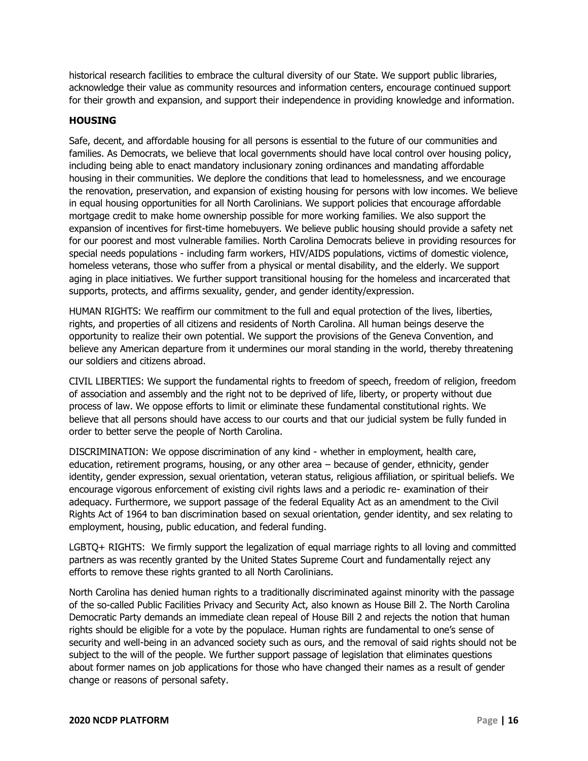historical research facilities to embrace the cultural diversity of our State. We support public libraries, acknowledge their value as community resources and information centers, encourage continued support for their growth and expansion, and support their independence in providing knowledge and information.

### HOUSING

Safe, decent, and affordable housing for all persons is essential to the future of our communities and families. As Democrats, we believe that local governments should have local control over housing policy, including being able to enact mandatory inclusionary zoning ordinances and mandating affordable housing in their communities. We deplore the conditions that lead to homelessness, and we encourage the renovation, preservation, and expansion of existing housing for persons with low incomes. We believe in equal housing opportunities for all North Carolinians. We support policies that encourage affordable mortgage credit to make home ownership possible for more working families. We also support the expansion of incentives for first-time homebuyers. We believe public housing should provide a safety net for our poorest and most vulnerable families. North Carolina Democrats believe in providing resources for special needs populations - including farm workers, HIV/AIDS populations, victims of domestic violence, homeless veterans, those who suffer from a physical or mental disability, and the elderly. We support aging in place initiatives. We further support transitional housing for the homeless and incarcerated that supports, protects, and affirms sexuality, gender, and gender identity/expression.

HUMAN RIGHTS: We reaffirm our commitment to the full and equal protection of the lives, liberties, rights, and properties of all citizens and residents of North Carolina. All human beings deserve the opportunity to realize their own potential. We support the provisions of the Geneva Convention, and believe any American departure from it undermines our moral standing in the world, thereby threatening our soldiers and citizens abroad.

CIVIL LIBERTIES: We support the fundamental rights to freedom of speech, freedom of religion, freedom of association and assembly and the right not to be deprived of life, liberty, or property without due process of law. We oppose efforts to limit or eliminate these fundamental constitutional rights. We believe that all persons should have access to our courts and that our judicial system be fully funded in order to better serve the people of North Carolina.

DISCRIMINATION: We oppose discrimination of any kind - whether in employment, health care, education, retirement programs, housing, or any other area – because of gender, ethnicity, gender identity, gender expression, sexual orientation, veteran status, religious affiliation, or spiritual beliefs. We encourage vigorous enforcement of existing civil rights laws and a periodic re- examination of their adequacy. Furthermore, we support passage of the federal Equality Act as an amendment to the Civil Rights Act of 1964 to ban discrimination based on sexual orientation, gender identity, and sex relating to employment, housing, public education, and federal funding.

LGBTQ+ RIGHTS: We firmly support the legalization of equal marriage rights to all loving and committed partners as was recently granted by the United States Supreme Court and fundamentally reject any efforts to remove these rights granted to all North Carolinians.

North Carolina has denied human rights to a traditionally discriminated against minority with the passage of the so-called Public Facilities Privacy and Security Act, also known as House Bill 2. The North Carolina Democratic Party demands an immediate clean repeal of House Bill 2 and rejects the notion that human rights should be eligible for a vote by the populace. Human rights are fundamental to one's sense of security and well-being in an advanced society such as ours, and the removal of said rights should not be subject to the will of the people. We further support passage of legislation that eliminates questions about former names on job applications for those who have changed their names as a result of gender change or reasons of personal safety.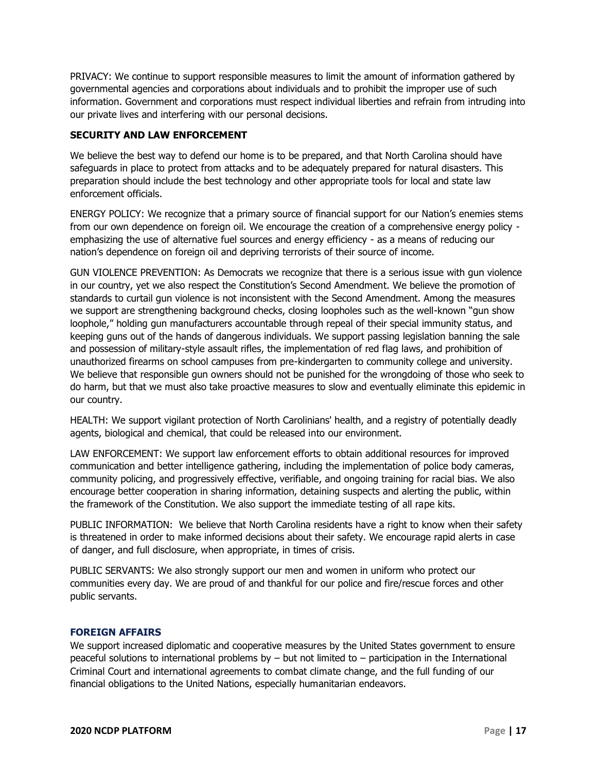PRIVACY: We continue to support responsible measures to limit the amount of information gathered by governmental agencies and corporations about individuals and to prohibit the improper use of such information. Government and corporations must respect individual liberties and refrain from intruding into our private lives and interfering with our personal decisions.

## SECURITY AND LAW ENFORCEMENT

We believe the best way to defend our home is to be prepared, and that North Carolina should have safeguards in place to protect from attacks and to be adequately prepared for natural disasters. This preparation should include the best technology and other appropriate tools for local and state law enforcement officials.

ENERGY POLICY: We recognize that a primary source of financial support for our Nation's enemies stems from our own dependence on foreign oil. We encourage the creation of a comprehensive energy policy - emphasizing the use of alternative fuel sources and energy efficiency - as a means of reducing our nation's dependence on foreign oil and depriving terrorists of their source of income.

GUN VIOLENCE PREVENTION: As Democrats we recognize that there is a serious issue with gun violence in our country, yet we also respect the Constitution's Second Amendment. We believe the promotion of standards to curtail gun violence is not inconsistent with the Second Amendment. Among the measures we support are strengthening background checks, closing loopholes such as the well-known "gun show loophole," holding gun manufacturers accountable through repeal of their special immunity status, and keeping guns out of the hands of dangerous individuals. We support passing legislation banning the sale and possession of military-style assault rifles, the implementation of red flag laws, and prohibition of unauthorized firearms on school campuses from pre-kindergarten to community college and university. We believe that responsible gun owners should not be punished for the wrongdoing of those who seek to do harm, but that we must also take proactive measures to slow and eventually eliminate this epidemic in our country.

HEALTH: We support vigilant protection of North Carolinians' health, and a registry of potentially deadly agents, biological and chemical, that could be released into our environment.

LAW ENFORCEMENT: We support law enforcement efforts to obtain additional resources for improved communication and better intelligence gathering, including the implementation of police body cameras, community policing, and progressively effective, verifiable, and ongoing training for racial bias. We also encourage better cooperation in sharing information, detaining suspects and alerting the public, within the framework of the Constitution. We also support the immediate testing of all rape kits.

PUBLIC INFORMATION: We believe that North Carolina residents have a right to know when their safety is threatened in order to make informed decisions about their safety. We encourage rapid alerts in case of danger, and full disclosure, when appropriate, in times of crisis.

PUBLIC SERVANTS: We also strongly support our men and women in uniform who protect our communities every day. We are proud of and thankful for our police and fire/rescue forces and other public servants.

## FOREIGN AFFAIRS

We support increased diplomatic and cooperative measures by the United States government to ensure peaceful solutions to international problems by – but not limited to – participation in the International Criminal Court and international agreements to combat climate change, and the full funding of our financial obligations to the United Nations, especially humanitarian endeavors.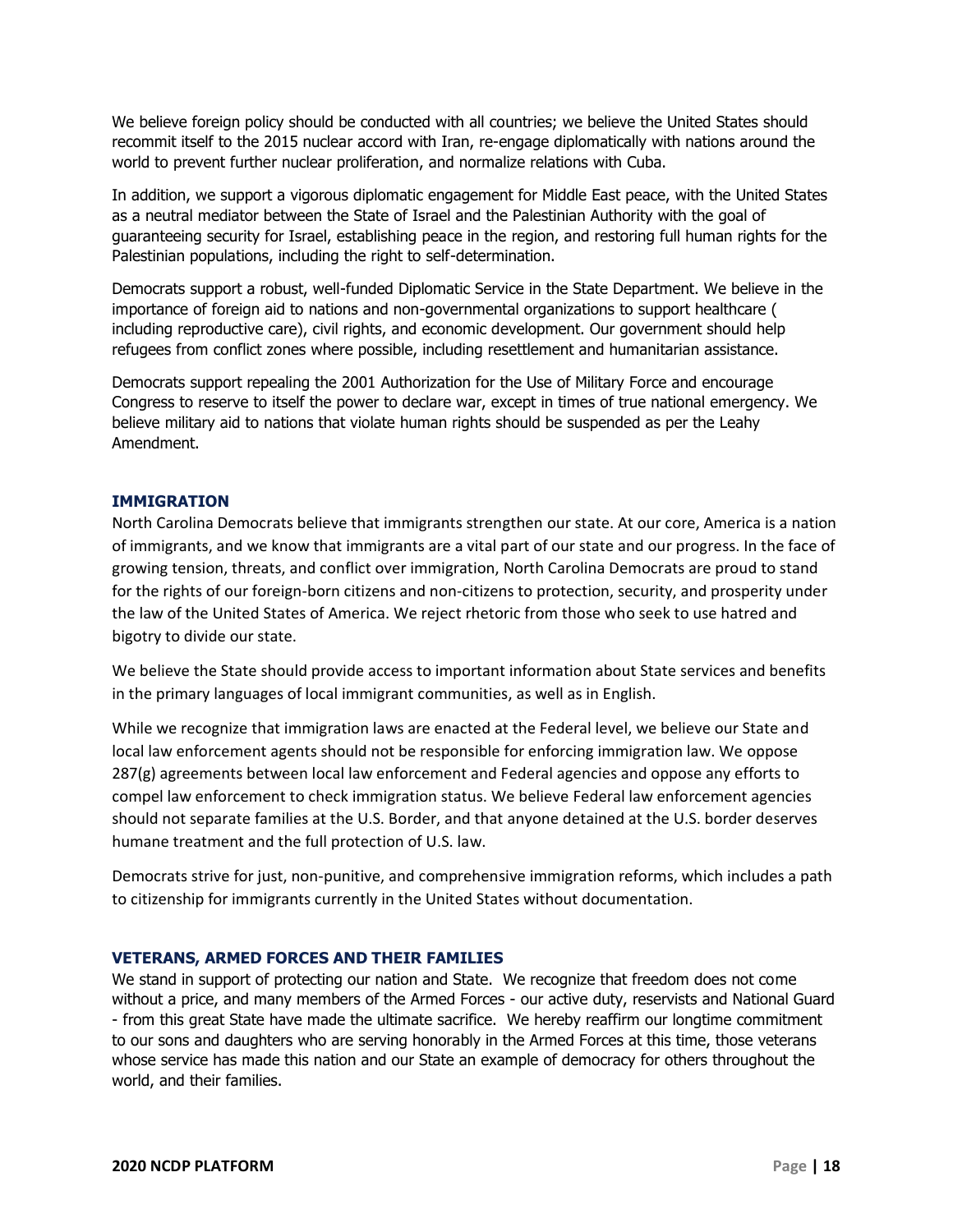We believe foreign policy should be conducted with all countries; we believe the United States should recommit itself to the 2015 nuclear accord with Iran, re-engage diplomatically with nations around the world to prevent further nuclear proliferation, and normalize relations with Cuba.

In addition, we support a vigorous diplomatic engagement for Middle East peace, with the United States as a neutral mediator between the State of Israel and the Palestinian Authority with the goal of guaranteeing security for Israel, establishing peace in the region, and restoring full human rights for the Palestinian populations, including the right to self-determination.

Democrats support a robust, well-funded Diplomatic Service in the State Department. We believe in the importance of foreign aid to nations and non-governmental organizations to support healthcare ( including reproductive care), civil rights, and economic development. Our government should help refugees from conflict zones where possible, including resettlement and humanitarian assistance.

Democrats support repealing the 2001 Authorization for the Use of Military Force and encourage Congress to reserve to itself the power to declare war, except in times of true national emergency. We believe military aid to nations that violate human rights should be suspended as per the Leahy Amendment.

### IMMIGRATION

North Carolina Democrats believe that immigrants strengthen our state. At our core, America is a nation of immigrants, and we know that immigrants are a vital part of our state and our progress. In the face of growing tension, threats, and conflict over immigration, North Carolina Democrats are proud to stand for the rights of our foreign-born citizens and non-citizens to protection, security, and prosperity under the law of the United States of America. We reject rhetoric from those who seek to use hatred and bigotry to divide our state.

We believe the State should provide access to important information about State services and benefits in the primary languages of local immigrant communities, as well as in English.

While we recognize that immigration laws are enacted at the Federal level, we believe our State and local law enforcement agents should not be responsible for enforcing immigration law. We oppose 287(g) agreements between local law enforcement and Federal agencies and oppose any efforts to compel law enforcement to check immigration status. We believe Federal law enforcement agencies should not separate families at the U.S. Border, and that anyone detained at the U.S. border deserves humane treatment and the full protection of U.S. law.

Democrats strive for just, non-punitive, and comprehensive immigration reforms, which includes a path to citizenship for immigrants currently in the United States without documentation.

### VETERANS, ARMED FORCES AND THEIR FAMILIES

We stand in support of protecting our nation and State. We recognize that freedom does not come without a price, and many members of the Armed Forces - our active duty, reservists and National Guard - from this great State have made the ultimate sacrifice. We hereby reaffirm our longtime commitment to our sons and daughters who are serving honorably in the Armed Forces at this time, those veterans whose service has made this nation and our State an example of democracy for others throughout the world, and their families.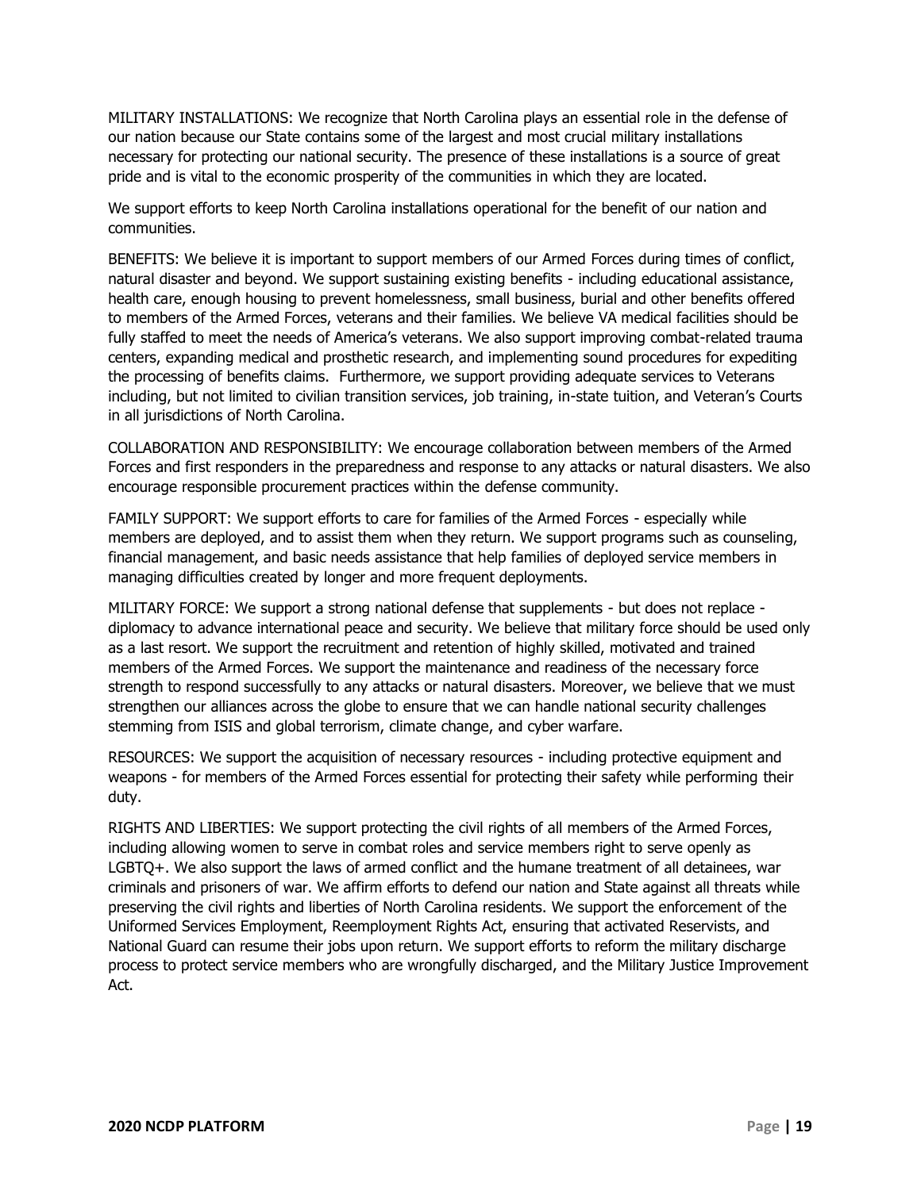MILITARY INSTALLATIONS: We recognize that North Carolina plays an essential role in the defense of our nation because our State contains some of the largest and most crucial military installations necessary for protecting our national security. The presence of these installations is a source of great pride and is vital to the economic prosperity of the communities in which they are located.

We support efforts to keep North Carolina installations operational for the benefit of our nation and communities.

BENEFITS: We believe it is important to support members of our Armed Forces during times of conflict, natural disaster and beyond. We support sustaining existing benefits - including educational assistance, health care, enough housing to prevent homelessness, small business, burial and other benefits offered to members of the Armed Forces, veterans and their families. We believe VA medical facilities should be fully staffed to meet the needs of America's veterans. We also support improving combat-related trauma centers, expanding medical and prosthetic research, and implementing sound procedures for expediting the processing of benefits claims. Furthermore, we support providing adequate services to Veterans including, but not limited to civilian transition services, job training, in-state tuition, and Veteran's Courts in all jurisdictions of North Carolina.

COLLABORATION AND RESPONSIBILITY: We encourage collaboration between members of the Armed Forces and first responders in the preparedness and response to any attacks or natural disasters. We also encourage responsible procurement practices within the defense community.

FAMILY SUPPORT: We support efforts to care for families of the Armed Forces - especially while members are deployed, and to assist them when they return. We support programs such as counseling, financial management, and basic needs assistance that help families of deployed service members in managing difficulties created by longer and more frequent deployments.

MILITARY FORCE: We support a strong national defense that supplements - but does not replace - diplomacy to advance international peace and security. We believe that military force should be used only as a last resort. We support the recruitment and retention of highly skilled, motivated and trained members of the Armed Forces. We support the maintenance and readiness of the necessary force strength to respond successfully to any attacks or natural disasters. Moreover, we believe that we must strengthen our alliances across the globe to ensure that we can handle national security challenges stemming from ISIS and global terrorism, climate change, and cyber warfare.

RESOURCES: We support the acquisition of necessary resources - including protective equipment and weapons - for members of the Armed Forces essential for protecting their safety while performing their duty.

RIGHTS AND LIBERTIES: We support protecting the civil rights of all members of the Armed Forces, including allowing women to serve in combat roles and service members right to serve openly as LGBTQ+. We also support the laws of armed conflict and the humane treatment of all detainees, war criminals and prisoners of war. We affirm efforts to defend our nation and State against all threats while preserving the civil rights and liberties of North Carolina residents. We support the enforcement of the Uniformed Services Employment, Reemployment Rights Act, ensuring that activated Reservists, and National Guard can resume their jobs upon return. We support efforts to reform the military discharge process to protect service members who are wrongfully discharged, and the Military Justice Improvement Act.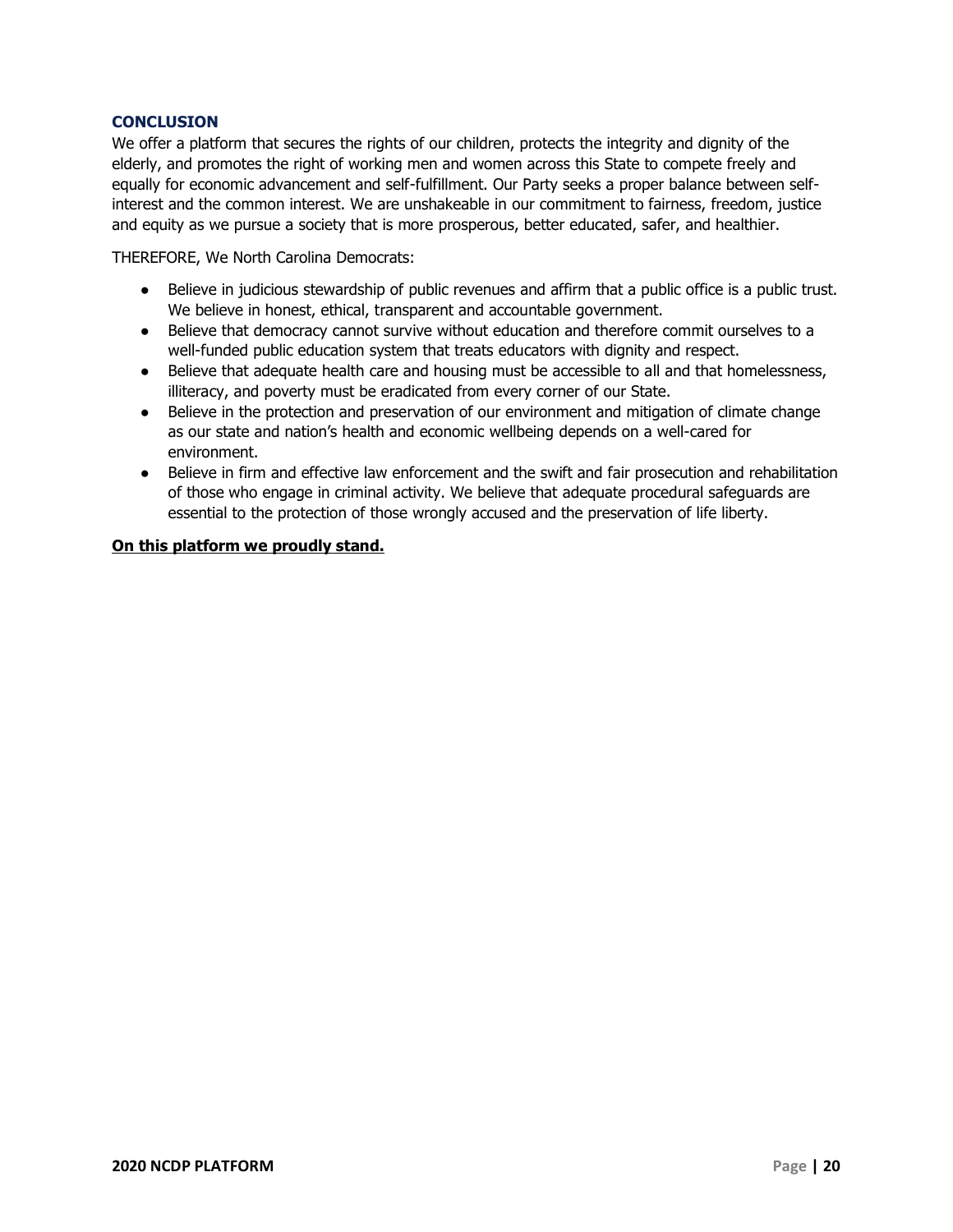## CONCLUSION

We offer a platform that secures the rights of our children, protects the integrity and dignity of the elderly, and promotes the right of working men and women across this State to compete freely and equally for economic advancement and self-fulfillment. Our Party seeks a proper balance between self-interest and the common interest. We are unshakeable in our commitment to fairness, freedom, justice and equity as we pursue a society that is more prosperous, better educated, safer, and healthier.

THEREFORE, We North Carolina Democrats:

- Believe in judicious stewardship of public revenues and affirm that a public office is a public trust. We believe in honest, ethical, transparent and accountable government.
- Believe that democracy cannot survive without education and therefore commit ourselves to a well-funded public education system that treats educators with dignity and respect.
- Believe that adequate health care and housing must be accessible to all and that homelessness, illiteracy, and poverty must be eradicated from every corner of our State.
- Believe in the protection and preservation of our environment and mitigation of climate change as our state and nation's health and economic wellbeing depends on a well-cared for environment.
- Believe in firm and effective law enforcement and the swift and fair prosecution and rehabilitation of those who engage in criminal activity. We believe that adequate procedural safeguards are essential to the protection of those wrongly accused and the preservation of life liberty.

**<u>On this platform we proudly stand.</u>**